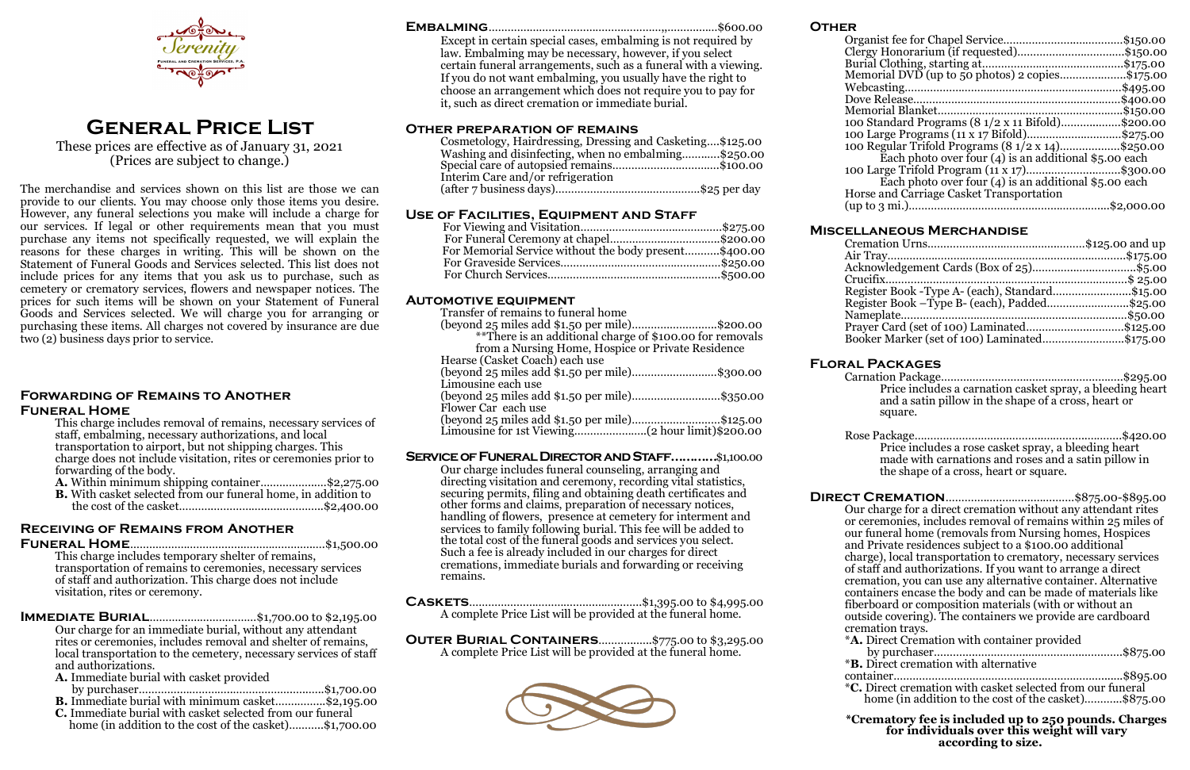# General Price List

These prices are effective as of January 31, 2021
(Prices are subject to change.)

The merchandise and services shown on this list are those we can provide to our clients. You may choose only those items you desire. However, any funeral selections you make will include a charge for our services. If legal or other requirements mean that you must purchase any items not specifically requested, we will explain the reasons for these charges in writing. This will be shown on the Statement of Funeral Goods and Services selected. This list does not include prices for any items that you ask us to purchase, such as cemetery or crematory services, flowers and newspaper notices. The prices for such items will be shown on your Statement of Funeral Goods and Services selected. We will charge you for arranging or purchasing these items. All charges not covered by insurance are due two (2) business days prior to service.

## Forwarding of Remains to Another Funeral Home

This charge includes removal of remains, necessary services of staff, embalming, necessary authorizations, and local transportation to airport, but not shipping charges. This charge does not include visitation, rites or ceremonies prior to forwarding of the body.

**A.** Within minimum shipping container.....................$2,275.00
**B.** With casket selected from our funeral home, in addition to the cost of the casket.............................................$2,400.00

## Receiving of Remains from Another Funeral Home.............................................................$1,500.00

This charge includes temporary shelter of remains, transportation of remains to ceremonies, necessary services of staff and authorization. This charge does not include visitation, rites or ceremony.

## Immediate Burial..................................$1,700.00 to $2,195.00

Our charge for an immediate burial, without any attendant rites or ceremonies, includes removal and shelter of remains, local transportation to the cemetery, necessary services of staff and authorizations.

**A.** Immediate burial with casket provided by purchaser..........................................................$1,700.00
**B.** Immediate burial with minimum casket................$2,195.00
**C.** Immediate burial with casket selected from our funeral home (in addition to the cost of the casket)...........$1,700.00

## Embalming..........................................................$600.00

Except in certain special cases, embalming is not required by law. Embalming may be necessary, however, if you select certain funeral arrangements, such as a funeral with a viewing. If you do not want embalming, you usually have the right to choose an arrangement which does not require you to pay for it, such as direct cremation or immediate burial.

## Other preparation of remains

Cosmetology, Hairdressing, Dressing and Casketing....$125.00
Washing and disinfecting, when no embalming............$250.00
Special care of autopsied remains.................................$100.00
Interim Care and/or refrigeration
(after 7 business days).............................................$25 per day

## Use of Facilities, Equipment and Staff

For Viewing and Visitation............................................$275.00
For Funeral Ceremony at chapel..................................$200.00
For Memorial Service without the body present...........$400.00
For Graveside Services..................................................$250.00
For Church Services......................................................$500.00

## Automotive equipment

Transfer of remains to funeral home
(beyond 25 miles add $1.50 per mile)..........................$200.00
**There is an additional charge of $100.00 for removals from a Nursing Home, Hospice or Private Residence
Hearse (Casket Coach) each use
(beyond 25 miles add $1.50 per mile)..........................$300.00
Limousine each use
(beyond 25 miles add $1.50 per mile)...........................$350.00
Flower Car each use
(beyond 25 miles add $1.50 per mile)...........................$125.00
Limousine for 1st Viewing......................(2 hour limit)$200.00

## Service of Funeral Director and Staff...........$1,100.00

Our charge includes funeral counseling, arranging and directing visitation and ceremony, recording vital statistics, securing permits, filing and obtaining death certificates and other forms and claims, preparation of necessary notices, handling of flowers, presence at cemetery for interment and services to family following burial. This fee will be added to the total cost of the funeral goods and services you select. Such a fee is already included in our charges for direct cremations, immediate burials and forwarding or receiving remains.

## Caskets......................................................$1,395.00 to $4,995.00

A complete Price List will be provided at the funeral home.

## Outer Burial Containers.................$775.00 to $3,295.00

A complete Price List will be provided at the funeral home.

## Other

Organist fee for Chapel Service......................................$150.00
Clergy Honorarium (if requested)..................................$150.00
Burial Clothing, starting at.............................................$175.00
Memorial DVD (up to 50 photos) 2 copies.....................$175.00
Webcasting.....................................................................$495.00
Dove Release..................................................................$400.00
Memorial Blanket...........................................................$150.00
100 Standard Programs (8 1/2 x 11 Bifold)...................$200.00
100 Large Programs (11 x 17 Bifold)..............................$275.00
100 Regular Trifold Programs (8 1/2 x 14)...................$250.00
Each photo over four (4) is an additional $5.00 each
100 Large Trifold Program (11 x 17)..............................$300.00
Each photo over four (4) is an additional $5.00 each
Horse and Carriage Casket Transportation
(up to 3 mi.).................................................................$2,000.00

## Miscellaneous Merchandise

Cremation Urns..................................................$125.00 and up
Air Tray.............................................................................$175.00
Acknowledgement Cards (Box of 25)................................$5.00
Crucifix.............................................................................$ 25.00
Register Book -Type A- (each), Standard.........................$15.00
Register Book –Type B- (each), Padded..........................$25.00
Nameplate.........................................................................$50.00
Prayer Card (set of 100) Laminated...............................$125.00
Booker Marker (set of 100) Laminated..........................$175.00

## Floral Packages

Carnation Package..........................................................$295.00
Price includes a carnation casket spray, a bleeding heart and a satin pillow in the shape of a cross, heart or square.

Rose Package..................................................................$420.00
Price includes a rose casket spray, a bleeding heart made with carnations and roses and a satin pillow in the shape of a cross, heart or square.

## Direct Cremation.........................................$875.00-$895.00

Our charge for a direct cremation without any attendant rites or ceremonies, includes removal of remains within 25 miles of our funeral home (removals from Nursing homes, Hospices and Private residences subject to a $100.00 additional charge), local transportation to crematory, necessary services of staff and authorizations. If you want to arrange a direct cremation, you can use any alternative container. Alternative containers encase the body and can be made of materials like fiberboard or composition materials (with or without an outside covering). The containers we provide are cardboard cremation trays.

*__A.__ Direct Cremation with container provided by purchaser............................................................$875.00
*__B.__ Direct cremation with alternative container.........................................................................$895.00
*__C.__ Direct cremation with casket selected from our funeral home (in addition to the cost of the casket)............$875.00

**\*Crematory fee is included up to 250 pounds. Charges for individuals over this weight will vary according to size.**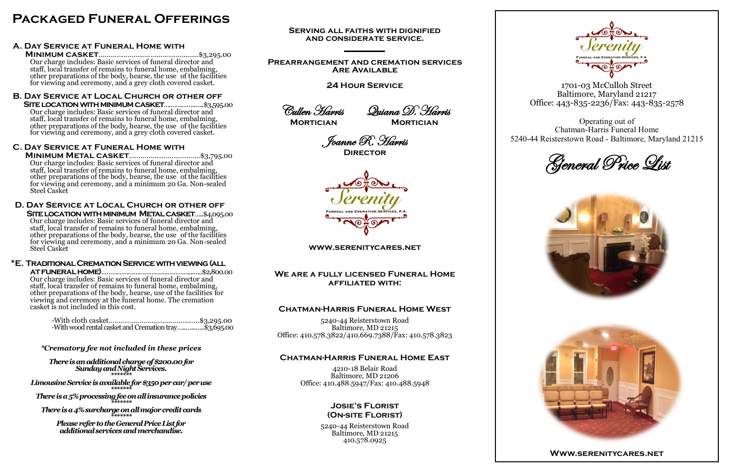# Packaged Funeral Offerings

**A. Day Service at Funeral Home with Minimum casket**..................................................$3,295.00

Our charge includes: Basic services of funeral director and staff, local transfer of remains to funeral home, embalming, other preparations of the body, hearse, the use of the facilities for viewing and ceremony, and a grey cloth covered casket.

**B. Day Service at Local Church or other off Site location with minimum casket**......................$3,595.00

Our charge includes: Basic services of funeral director and staff, local transfer of remains to funeral home, embalming, other preparations of the body, hearse, the use of the facilities for viewing and ceremony, and a grey cloth covered casket.

**C. Day Service at Funeral Home with Minimum Metal casket**.....................................$3,795.00

Our charge includes: Basic services of funeral director and staff, local transfer of remains to funeral home, embalming, other preparations of the body, hearse, the use of the facilities for viewing and ceremony, and a minimum 20 Ga. Non-sealed Steel Casket

**D. Day Service at Local Church or other off Site location with minimum Metal casket**.....$4,095.00

Our charge includes: Basic services of funeral director and staff, local transfer of remains to funeral home, embalming, other preparations of the body, hearse, the use of the facilities for viewing and ceremony, and a minimum 20 Ga. Non-sealed Steel Casket

**\*E. Traditional Cremation Service with viewing (all at funeral home)**...........................................................$2,800.00

Our charge includes: Basic services of funeral director and staff, local transfer of remains to funeral home, embalming, other preparations of the body, hearse, use of the facilities for viewing and ceremony at the funeral home. The cremation casket is not included in this cost.

-With cloth casket...............................................$3,295.00
-With wood rental casket and Cremation tray................$3,695.00

*\*Crematory fee not included in these prices*

***There is an additional charge of $200.00 for Sunday and Night Services.***

\*\*\*\*\*\*\*

***Limousine Service is available for $350 per car/ per use***

\*\*\*\*\*\*\*

***There is a 5% processing fee on all insurance policies***

\*\*\*\*\*\*\*

***There is a 4% surcharge on all major credit cards***

\*\*\*\*\*\*\*

***Please refer to the General Price List for additional services and merchandise.***

**Serving all faiths with dignified and considerate service.**

**Prearrangement and cremation services Are Available**

**24 Hour Service**

Cullen Harris
**Mortician**

Quiana D. Harris
**Mortician**

Joanne R. Harris
**Director**

Serenity
Funeral and Cremation Services, P.A.

**www.serenitycares.net**

**We are a fully licensed Funeral Home affiliated with:**

**Chatman-Harris Funeral Home West**

5240-44 Reisterstown Road
Baltimore, MD 21215
Office: 410.578.3822/410.669.7388/Fax: 410.578.3823

**Chatman-Harris Funeral Home East**

4210-18 Belair Road
Baltimore, MD 21206
Office: 410.488.5947/Fax: 410.488.5948

**Josie's Florist (On-site Florist)**

5240-44 Reisterstown Road
Baltimore, MD 21215
410.578.0925

Serenity
Funeral and Cremation Services, P.A.

1701-03 McCulloh Street
Baltimore, Maryland 21217
Office: 443-835-2236/Fax: 443-835-2578

Operating out of
Chatman-Harris Funeral Home
5240-44 Reisterstown Road - Baltimore, Maryland 21215

# General Price List

**Www.serenitycares.net**